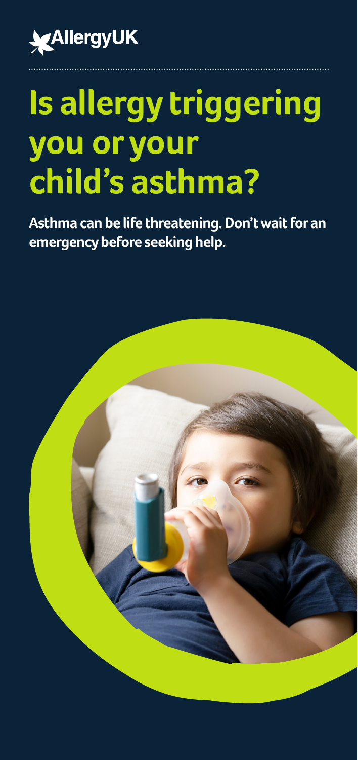AllergyUK

# Is allergy triggering you or your child's asthma?

**Asthma can be life threatening. Don't wait for an emergency before seeking help.**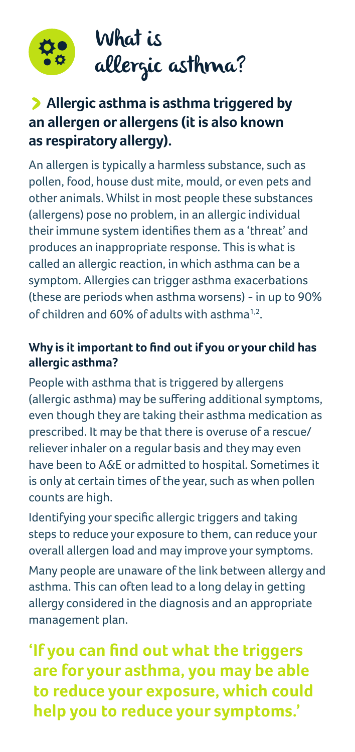# What is allergic asthma?

**Allergic asthma is asthma triggered by an allergen or allergens (it is also known as respiratory allergy).**

An allergen is typically a harmless substance, such as pollen, food, house dust mite, mould, or even pets and other animals. Whilst in most people these substances (allergens) pose no problem, in an allergic individual their immune system identifies them as a 'threat' and produces an inappropriate response. This is what is called an allergic reaction, in which asthma can be a symptom. Allergies can trigger asthma exacerbations (these are periods when asthma worsens) - in up to 90% of children and 60% of adults with asthma[1,2].

### Why is it important to find out if you or your child has allergic asthma?

People with asthma that is triggered by allergens (allergic asthma) may be suffering additional symptoms, even though they are taking their asthma medication as prescribed. It may be that there is overuse of a rescue/ reliever inhaler on a regular basis and they may even have been to A&E or admitted to hospital. Sometimes it is only at certain times of the year, such as when pollen counts are high.

Identifying your specific allergic triggers and taking steps to reduce your exposure to them, can reduce your overall allergen load and may improve your symptoms.

Many people are unaware of the link between allergy and asthma. This can often lead to a long delay in getting allergy considered in the diagnosis and an appropriate management plan.

**'If you can find out what the triggers are for your asthma, you may be able to reduce your exposure, which could help you to reduce your symptoms.'**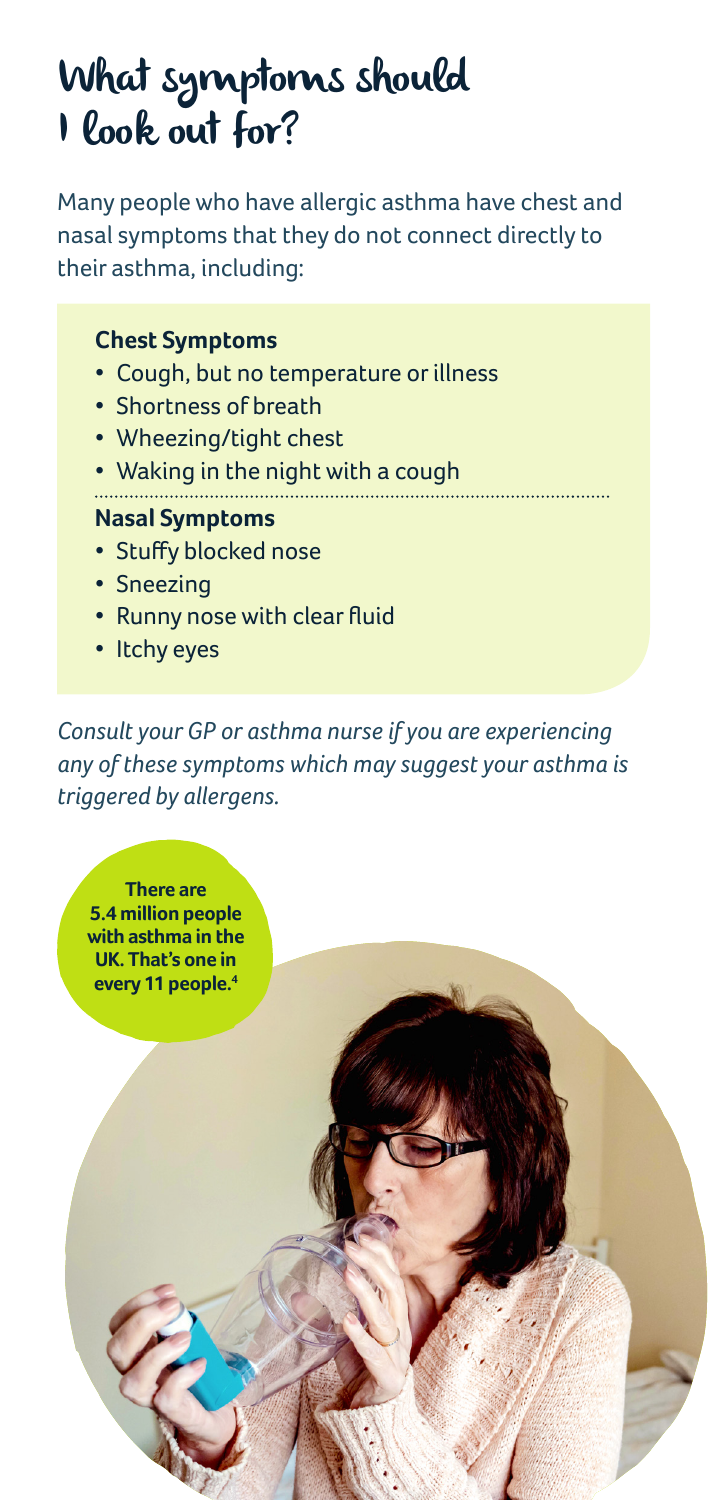# What symptoms should I look out for?

Many people who have allergic asthma have chest and nasal symptoms that they do not connect directly to their asthma, including:

**Chest Symptoms**

- Cough, but no temperature or illness
- Shortness of breath
- Wheezing/tight chest
- Waking in the night with a cough

**Nasal Symptoms**

- Stuffy blocked nose
- Sneezing
- Runny nose with clear fluid
- Itchy eyes

*Consult your GP or asthma nurse if you are experiencing any of these symptoms which may suggest your asthma is triggered by allergens.*

**There are 5.4 million people with asthma in the UK. That's one in every 11 people.[4]**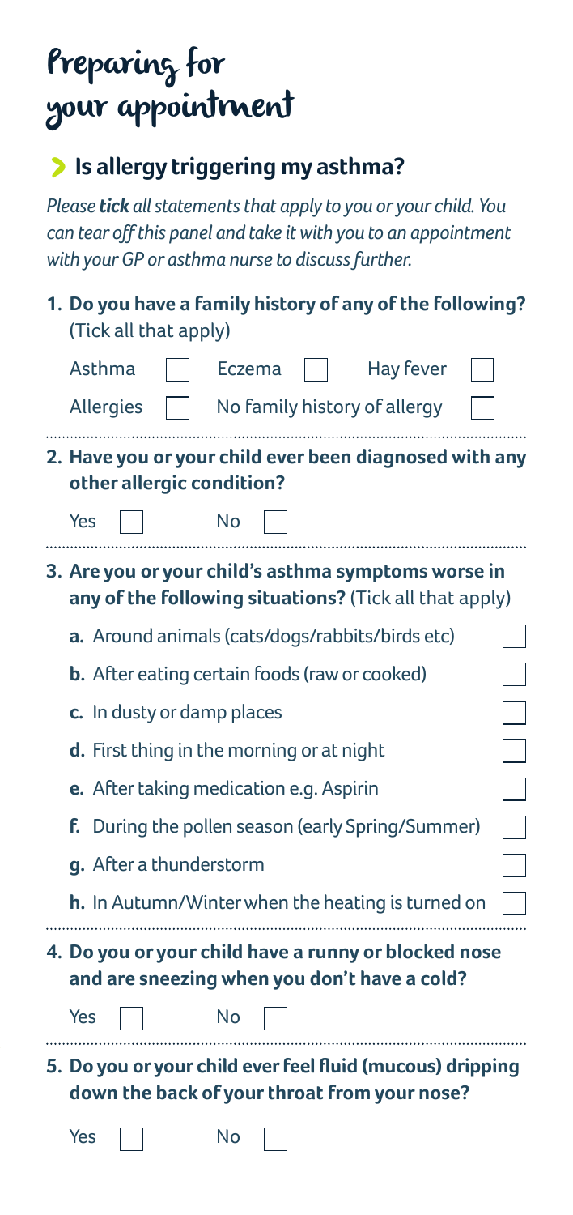# Preparing for your appointment

## Is allergy triggering my asthma?

*Please **tick** all statements that apply to you or your child. You can tear off this panel and take it with you to an appointment with your GP or asthma nurse to discuss further.*

**1. Do you have a family history of any of the following?** (Tick all that apply)

- [ ] Asthma
- [ ] Eczema
- [ ] Hay fever
- [ ] Allergies
- [ ] No family history of allergy

**2. Have you or your child ever been diagnosed with any other allergic condition?**

- [ ] Yes
- [ ] No

**3. Are you or your child's asthma symptoms worse in any of the following situations?** (Tick all that apply)

- [ ] **a.** Around animals (cats/dogs/rabbits/birds etc)
- [ ] **b.** After eating certain foods (raw or cooked)
- [ ] **c.** In dusty or damp places
- [ ] **d.** First thing in the morning or at night
- [ ] **e.** After taking medication e.g. Aspirin
- [ ] **f.** During the pollen season (early Spring/Summer)
- [ ] **g.** After a thunderstorm
- [ ] **h.** In Autumn/Winter when the heating is turned on

**4. Do you or your child have a runny or blocked nose and are sneezing when you don't have a cold?**

- [ ] Yes
- [ ] No

**5. Do you or your child ever feel fluid (mucous) dripping down the back of your throat from your nose?**

- [ ] Yes
- [ ] No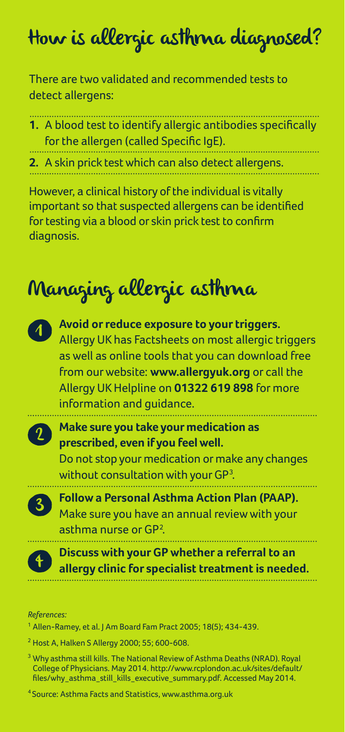# How is allergic asthma diagnosed?

There are two validated and recommended tests to detect allergens:

1. A blood test to identify allergic antibodies specifically for the allergen (called Specific IgE).
2. A skin prick test which can also detect allergens.

However, a clinical history of the individual is vitally important so that suspected allergens can be identified for testing via a blood or skin prick test to confirm diagnosis.

# Managing allergic asthma

1. **Avoid or reduce exposure to your triggers.** Allergy UK has Factsheets on most allergic triggers as well as online tools that you can download free from our website: **www.allergyuk.org** or call the Allergy UK Helpline on **01322 619 898** for more information and guidance.
2. **Make sure you take your medication as prescribed, even if you feel well.** Do not stop your medication or make any changes without consultation with your GP[3].
3. **Follow a Personal Asthma Action Plan (PAAP).** Make sure you have an annual review with your asthma nurse or GP[2].
4. **Discuss with your GP whether a referral to an allergy clinic for specialist treatment is needed.**

*References:*

[1] Allen-Ramey, et al. J Am Board Fam Pract 2005; 18(5); 434-439.

[2] Host A, Halken S Allergy 2000; 55; 600-608.

[3] Why asthma still kills. The National Review of Asthma Deaths (NRAD). Royal College of Physicians. May 2014. http://www.rcplondon.ac.uk/sites/default/files/why_asthma_still_kills_executive_summary.pdf. Accessed May 2014.

[4] Source: Asthma Facts and Statistics, www.asthma.org.uk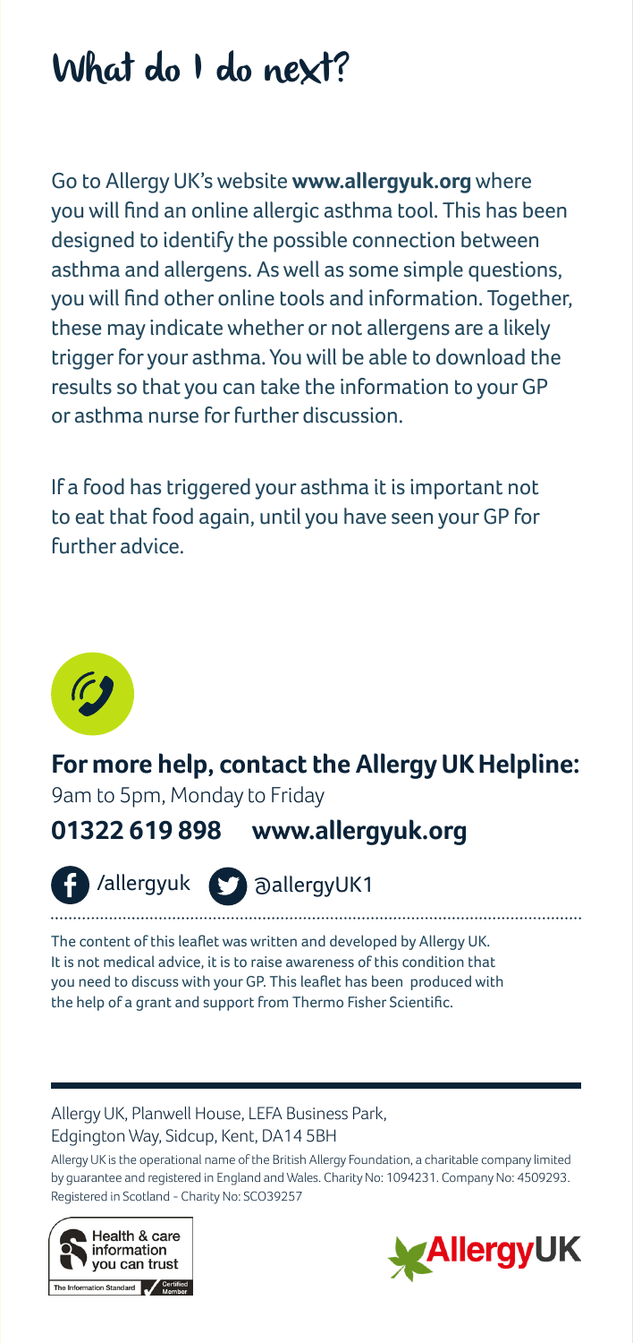# What do I do next?

Go to Allergy UK's website **www.allergyuk.org** where you will find an online allergic asthma tool. This has been designed to identify the possible connection between asthma and allergens. As well as some simple questions, you will find other online tools and information. Together, these may indicate whether or not allergens are a likely trigger for your asthma. You will be able to download the results so that you can take the information to your GP or asthma nurse for further discussion.

If a food has triggered your asthma it is important not to eat that food again, until you have seen your GP for further advice.

**For more help, contact the Allergy UK Helpline:**

9am to 5pm, Monday to Friday

**01322 619 898 www.allergyuk.org**

/allergyuk @allergyUK1

The content of this leaflet was written and developed by Allergy UK. It is not medical advice, it is to raise awareness of this condition that you need to discuss with your GP. This leaflet has been produced with the help of a grant and support from Thermo Fisher Scientific.

Allergy UK, Planwell House, LEFA Business Park, Edgington Way, Sidcup, Kent, DA14 5BH

Allergy UK is the operational name of the British Allergy Foundation, a charitable company limited by guarantee and registered in England and Wales. Charity No: 1094231. Company No: 4509293. Registered in Scotland - Charity No: SCO39257

Health & care information you can trust

The Information Standard Certified Member

AllergyUK